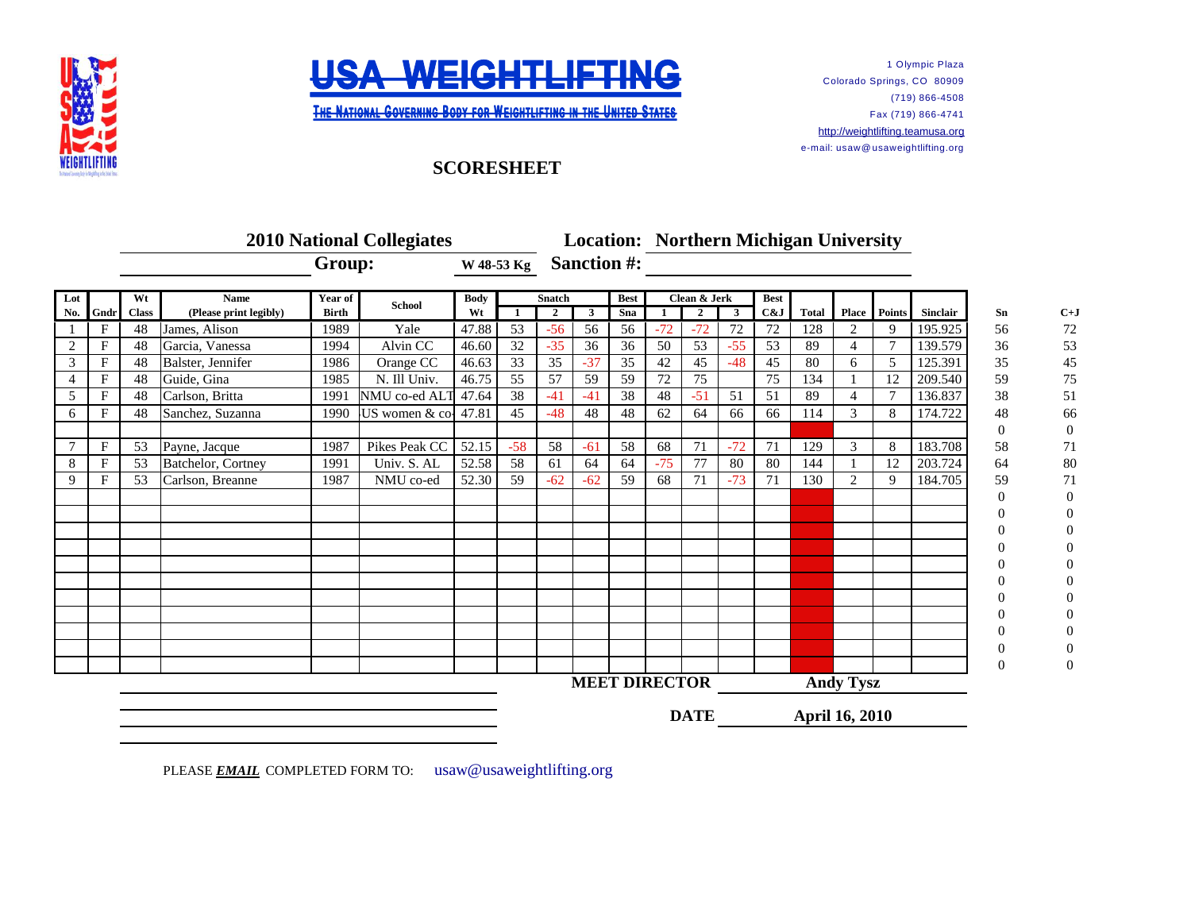# USA WEIGHTLIFTING

THE NATIONAL GOVERNING BODY FOR WEIGHTLIFTING IN THE UNITED STATES

1 Olympic Plaza
Colorado Springs, CO 80909
(719) 866-4508
Fax (719) 866-4741
http://weightlifting.teamusa.org
e-mail: usaw@usaweightlifting.org

## SCORESHEET

**2010 National Collegiates** **Location: Northern Michigan University**

**Group:** W 48-53 Kg **Sanction #:**

| Lot No. | Gndr | Wt Class | Name (Please print legibly) | Year of Birth | School | Body Wt | Snatch 1 | Snatch 2 | Snatch 3 | Best Sna | Clean & Jerk 1 | Clean & Jerk 2 | Clean & Jerk 3 | Best C&J | Total | Place | Points | Sinclair | Sn | C+J |
|---|---|---|---|---|---|---|---|---|---|---|---|---|---|---|---|---|---|---|---|---|
| 1 | F | 48 | James, Alison | 1989 | Yale | 47.88 | 53 | -56 | 56 | 56 | -72 | -72 | 72 | 72 | 128 | 2 | 9 | 195.925 | 56 | 72 |
| 2 | F | 48 | Garcia, Vanessa | 1994 | Alvin CC | 46.60 | 32 | -35 | 36 | 36 | 50 | 53 | -55 | 53 | 89 | 4 | 7 | 139.579 | 36 | 53 |
| 3 | F | 48 | Balster, Jennifer | 1986 | Orange CC | 46.63 | 33 | 35 | -37 | 35 | 42 | 45 | -48 | 45 | 80 | 6 | 5 | 125.391 | 35 | 45 |
| 4 | F | 48 | Guide, Gina | 1985 | N. Ill Univ. | 46.75 | 55 | 57 | 59 | 59 | 72 | 75 | | 75 | 134 | 1 | 12 | 209.540 | 59 | 75 |
| 5 | F | 48 | Carlson, Britta | 1991 | NMU co-ed ALT | 47.64 | 38 | -41 | -41 | 38 | 48 | -51 | 51 | 51 | 89 | 4 | 7 | 136.837 | 38 | 51 |
| 6 | F | 48 | Sanchez, Suzanna | 1990 | US women & co- | 47.81 | 45 | -48 | 48 | 48 | 62 | 64 | 66 | 66 | 114 | 3 | 8 | 174.722 | 48 | 66 |
| | | | | | | | | | | | | | | | | | | | 0 | 0 |
| 7 | F | 53 | Payne, Jacque | 1987 | Pikes Peak CC | 52.15 | -58 | 58 | -61 | 58 | 68 | 71 | -72 | 71 | 129 | 3 | 8 | 183.708 | 58 | 71 |
| 8 | F | 53 | Batchelor, Cortney | 1991 | Univ. S. AL | 52.58 | 58 | 61 | 64 | 64 | -75 | 77 | 80 | 80 | 144 | 1 | 12 | 203.724 | 64 | 80 |
| 9 | F | 53 | Carlson, Breanne | 1987 | NMU co-ed | 52.30 | 59 | -62 | -62 | 59 | 68 | 71 | -73 | 71 | 130 | 2 | 9 | 184.705 | 59 | 71 |
| | | | | | | | | | | | | | | | | | | | 0 | 0 |
| | | | | | | | | | | | | | | | | | | | 0 | 0 |
| | | | | | | | | | | | | | | | | | | | 0 | 0 |
| | | | | | | | | | | | | | | | | | | | 0 | 0 |
| | | | | | | | | | | | | | | | | | | | 0 | 0 |
| | | | | | | | | | | | | | | | | | | | 0 | 0 |
| | | | | | | | | | | | | | | | | | | | 0 | 0 |
| | | | | | | | | | | | | | | | | | | | 0 | 0 |
| | | | | | | | | | | | | | | | | | | | 0 | 0 |
| | | | | | | | | | | | | | | | | | | | 0 | 0 |
| | | | | | | | | | | | | | | | | | | | 0 | 0 |

**MEET DIRECTOR** **Andy Tysz**

**DATE** **April 16, 2010**

PLEASE ***EMAIL*** COMPLETED FORM TO: usaw@usaweightlifting.org